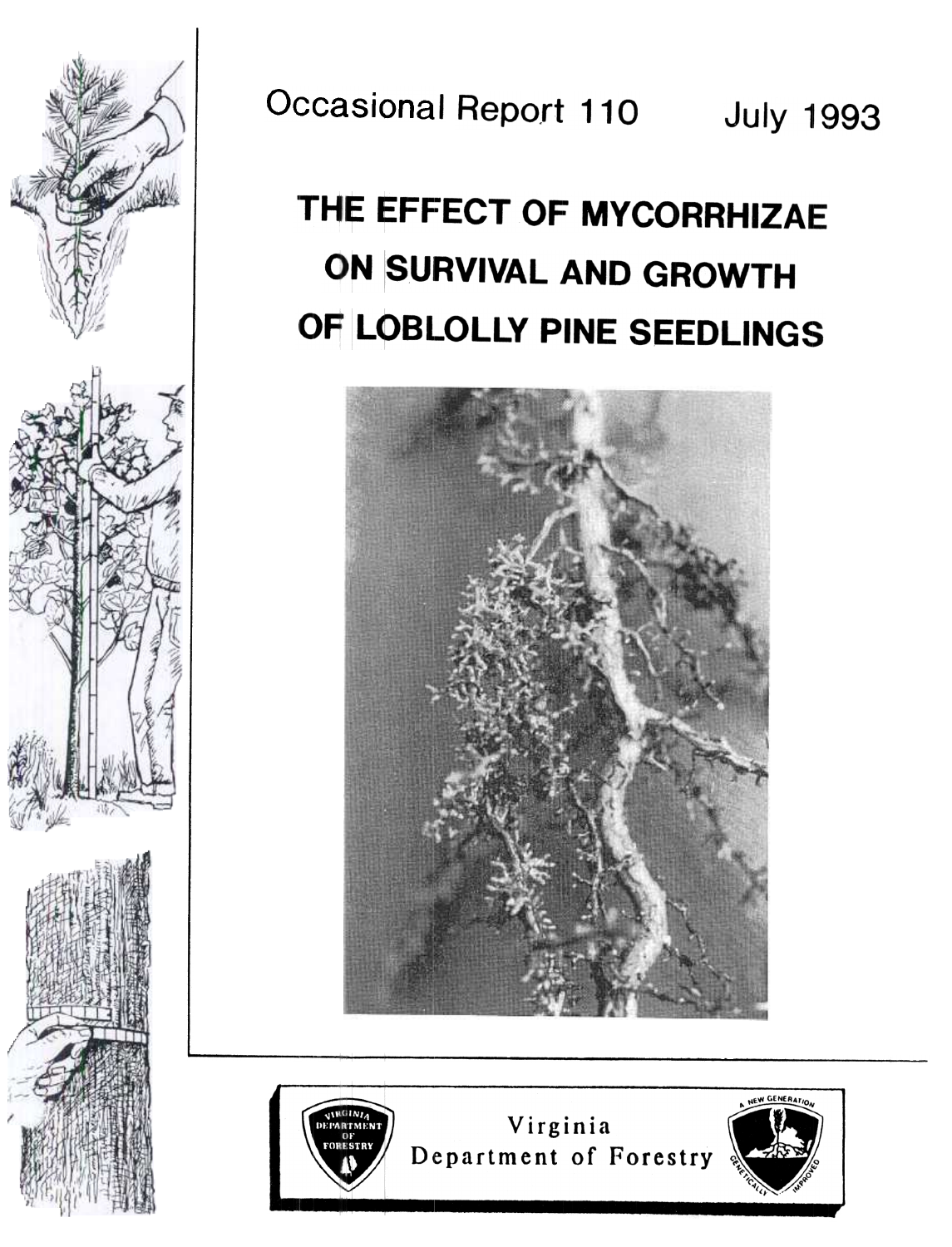Occasional Report 110 July 1993

# THE EFFECT OF MYCORRHIZAE ON SURVIVAL AND GROWTH OF LOBLOLLY PINE SEEDLINGS

Virginia Department of Forestry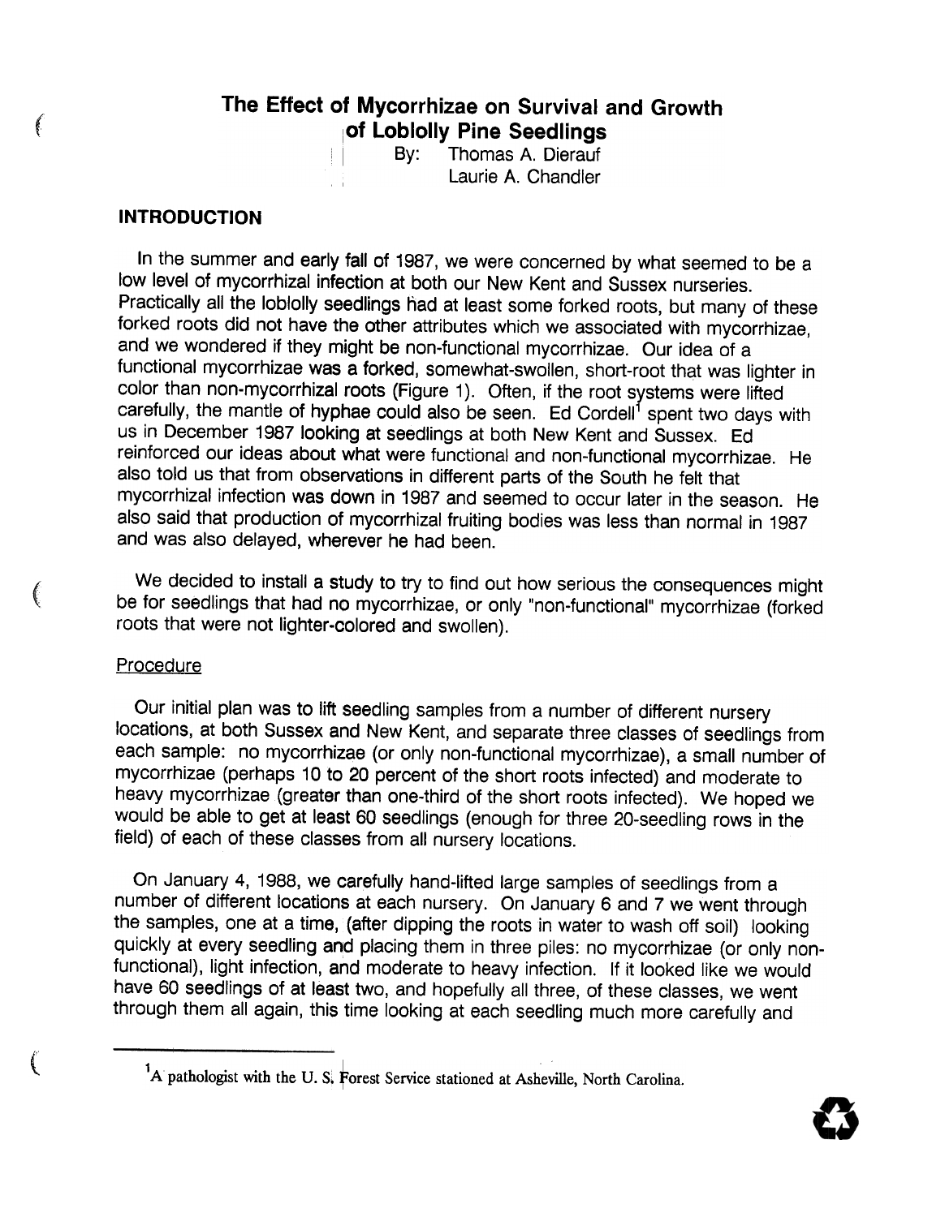# The Effect of Mycorrhizae on Survival and Growth of Loblolly Pine Seedlings

By: Thomas A. Dierauf
Laurie A. Chandler

## INTRODUCTION

In the summer and early fall of 1987, we were concerned by what seemed to be a low level of mycorrhizal infection at both our New Kent and Sussex nurseries. Practically all the loblolly seedlings had at least some forked roots, but many of these forked roots did not have the other attributes which we associated with mycorrhizae, and we wondered if they might be non-functional mycorrhizae. Our idea of a functional mycorrhizae was a forked, somewhat-swollen, short-root that was lighter in color than non-mycorrhizal roots (Figure 1). Often, if the root systems were lifted carefully, the mantle of hyphae could also be seen. Ed Cordell[1] spent two days with us in December 1987 looking at seedlings at both New Kent and Sussex. Ed reinforced our ideas about what were functional and non-functional mycorrhizae. He also told us that from observations in different parts of the South he felt that mycorrhizal infection was down in 1987 and seemed to occur later in the season. He also said that production of mycorrhizal fruiting bodies was less than normal in 1987 and was also delayed, wherever he had been.

We decided to install a study to try to find out how serious the consequences might be for seedlings that had no mycorrhizae, or only "non-functional" mycorrhizae (forked roots that were not lighter-colored and swollen).

### Procedure

Our initial plan was to lift seedling samples from a number of different nursery locations, at both Sussex and New Kent, and separate three classes of seedlings from each sample: no mycorrhizae (or only non-functional mycorrhizae), a small number of mycorrhizae (perhaps 10 to 20 percent of the short roots infected) and moderate to heavy mycorrhizae (greater than one-third of the short roots infected). We hoped we would be able to get at least 60 seedlings (enough for three 20-seedling rows in the field) of each of these classes from all nursery locations.

On January 4, 1988, we carefully hand-lifted large samples of seedlings from a number of different locations at each nursery. On January 6 and 7 we went through the samples, one at a time, (after dipping the roots in water to wash off soil) looking quickly at every seedling and placing them in three piles: no mycorrhizae (or only non-functional), light infection, and moderate to heavy infection. If it looked like we would have 60 seedlings of at least two, and hopefully all three, of these classes, we went through them all again, this time looking at each seedling much more carefully and

[1] A pathologist with the U. S. Forest Service stationed at Asheville, North Carolina.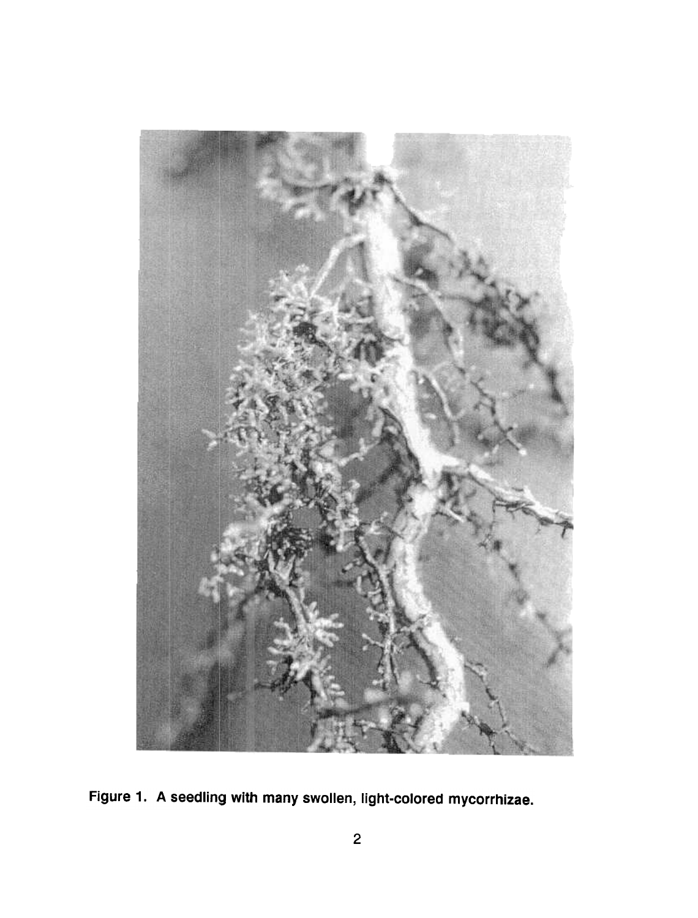Figure 1. A seedling with many swollen, light-colored mycorrhizae.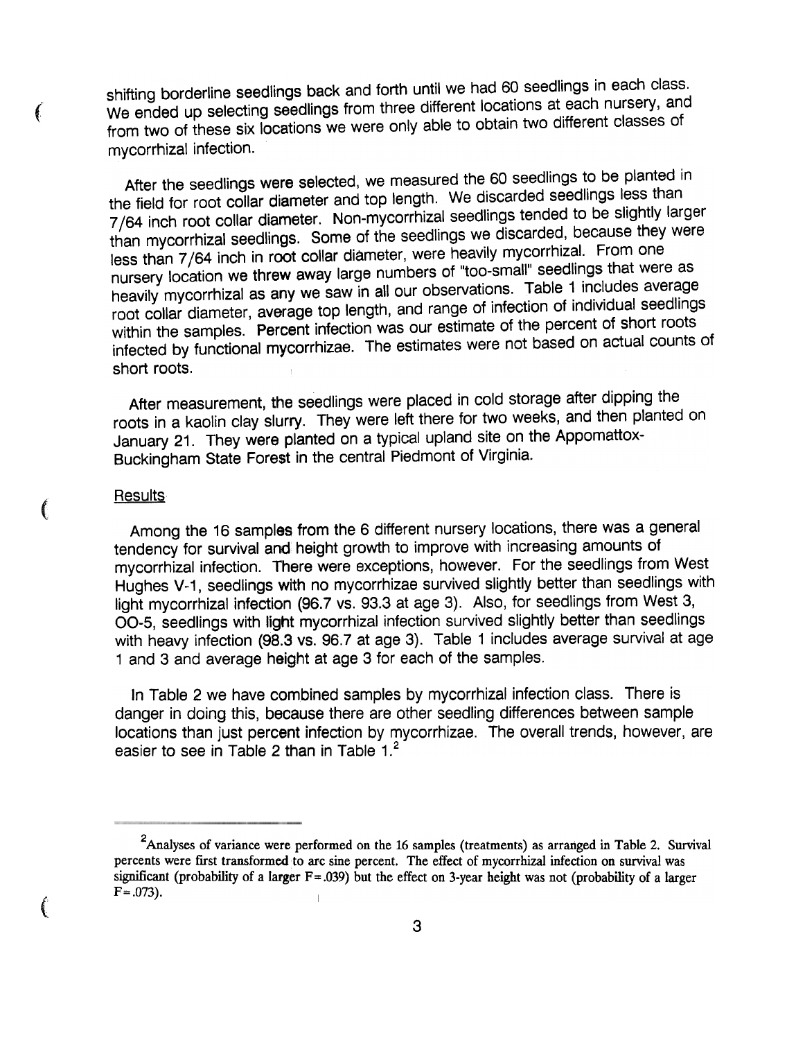shifting borderline seedlings back and forth until we had 60 seedlings in each class. We ended up selecting seedlings from three different locations at each nursery, and from two of these six locations we were only able to obtain two different classes of mycorrhizal infection.

After the seedlings were selected, we measured the 60 seedlings to be planted in the field for root collar diameter and top length. We discarded seedlings less than 7/64 inch root collar diameter. Non-mycorrhizal seedlings tended to be slightly larger than mycorrhizal seedlings. Some of the seedlings we discarded, because they were less than 7/64 inch in root collar diameter, were heavily mycorrhizal. From one nursery location we threw away large numbers of "too-small" seedlings that were as heavily mycorrhizal as any we saw in all our observations. Table 1 includes average root collar diameter, average top length, and range of infection of individual seedlings within the samples. Percent infection was our estimate of the percent of short roots infected by functional mycorrhizae. The estimates were not based on actual counts of short roots.

After measurement, the seedlings were placed in cold storage after dipping the roots in a kaolin clay slurry. They were left there for two weeks, and then planted on January 21. They were planted on a typical upland site on the Appomattox-Buckingham State Forest in the central Piedmont of Virginia.

## Results

Among the 16 samples from the 6 different nursery locations, there was a general tendency for survival and height growth to improve with increasing amounts of mycorrhizal infection. There were exceptions, however. For the seedlings from West Hughes V-1, seedlings with no mycorrhizae survived slightly better than seedlings with light mycorrhizal infection (96.7 vs. 93.3 at age 3). Also, for seedlings from West 3, OO-5, seedlings with light mycorrhizal infection survived slightly better than seedlings with heavy infection (98.3 vs. 96.7 at age 3). Table 1 includes average survival at age 1 and 3 and average height at age 3 for each of the samples.

In Table 2 we have combined samples by mycorrhizal infection class. There is danger in doing this, because there are other seedling differences between sample locations than just percent infection by mycorrhizae. The overall trends, however, are easier to see in Table 2 than in Table 1.[2]

---

[2]Analyses of variance were performed on the 16 samples (treatments) as arranged in Table 2. Survival percents were first transformed to arc sine percent. The effect of mycorrhizal infection on survival was significant (probability of a larger $F=.039$) but the effect on 3-year height was not (probability of a larger $F=.073$).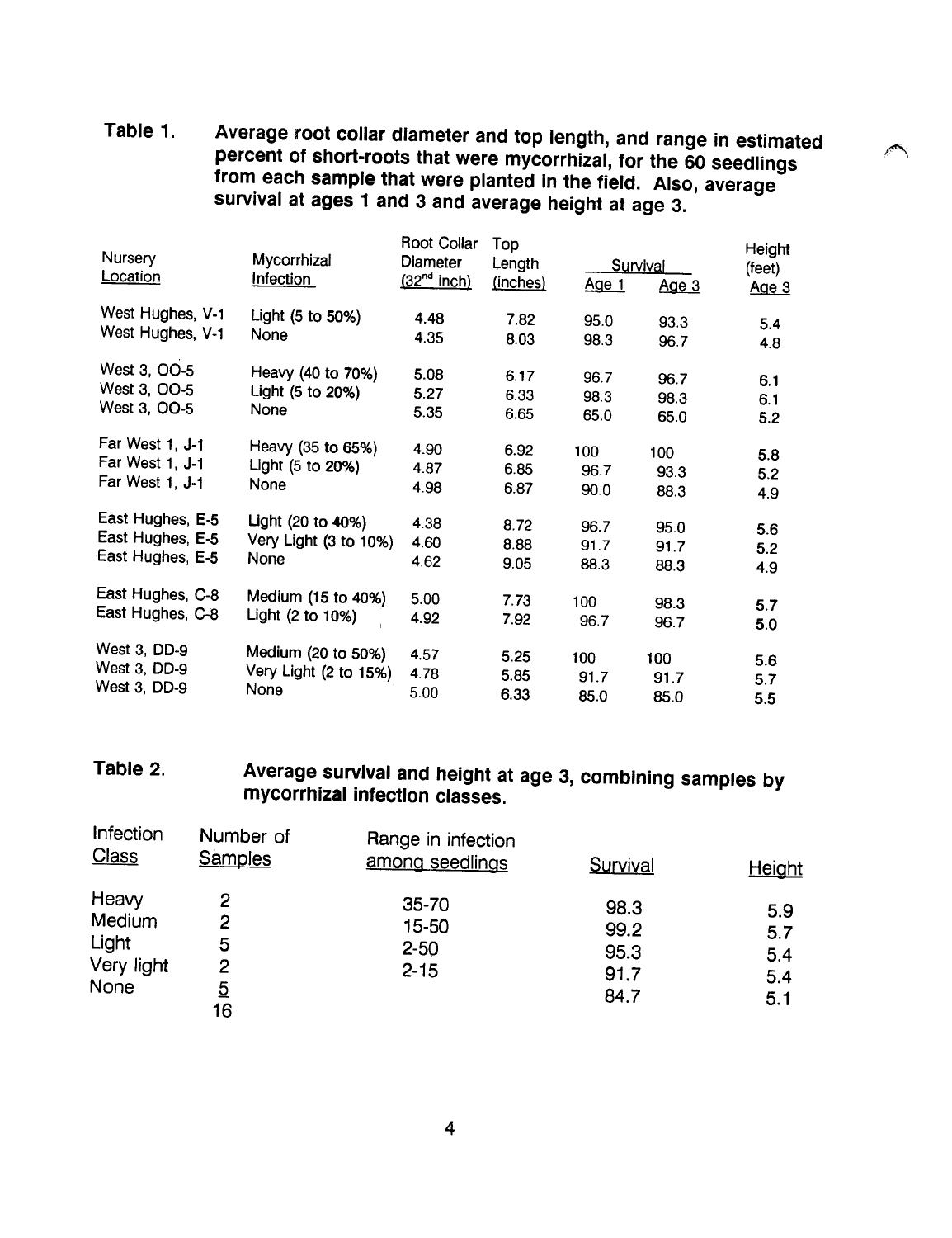**Table 1.** Average root collar diameter and top length, and range in estimated percent of short-roots that were mycorrhizal, for the 60 seedlings from each sample that were planted in the field. Also, average survival at ages 1 and 3 and average height at age 3.

| Nursery Location | Mycorrhizal Infection | Root Collar Diameter (32nd Inch) | Top Length (inches) | Survival Age 1 | Survival Age 3 | Height (feet) Age 3 |
|---|---|---|---|---|---|---|
| West Hughes, V-1 | Light (5 to 50%) | 4.48 | 7.82 | 95.0 | 93.3 | 5.4 |
| West Hughes, V-1 | None | 4.35 | 8.03 | 98.3 | 96.7 | 4.8 |
| West 3, OO-5 | Heavy (40 to 70%) | 5.08 | 6.17 | 96.7 | 96.7 | 6.1 |
| West 3, OO-5 | Light (5 to 20%) | 5.27 | 6.33 | 98.3 | 98.3 | 6.1 |
| West 3, OO-5 | None | 5.35 | 6.65 | 65.0 | 65.0 | 5.2 |
| Far West 1, J-1 | Heavy (35 to 65%) | 4.90 | 6.92 | 100 | 100 | 5.8 |
| Far West 1, J-1 | Light (5 to 20%) | 4.87 | 6.85 | 96.7 | 93.3 | 5.2 |
| Far West 1, J-1 | None | 4.98 | 6.87 | 90.0 | 88.3 | 4.9 |
| East Hughes, E-5 | Light (20 to 40%) | 4.38 | 8.72 | 96.7 | 95.0 | 5.6 |
| East Hughes, E-5 | Very Light (3 to 10%) | 4.60 | 8.88 | 91.7 | 91.7 | 5.2 |
| East Hughes, E-5 | None | 4.62 | 9.05 | 88.3 | 88.3 | 4.9 |
| East Hughes, C-8 | Medium (15 to 40%) | 5.00 | 7.73 | 100 | 98.3 | 5.7 |
| East Hughes, C-8 | Light (2 to 10%) | 4.92 | 7.92 | 96.7 | 96.7 | 5.0 |
| West 3, DD-9 | Medium (20 to 50%) | 4.57 | 5.25 | 100 | 100 | 5.6 |
| West 3, DD-9 | Very Light (2 to 15%) | 4.78 | 5.85 | 91.7 | 91.7 | 5.7 |
| West 3, DD-9 | None | 5.00 | 6.33 | 85.0 | 85.0 | 5.5 |

**Table 2.** Average survival and height at age 3, combining samples by mycorrhizal infection classes.

| Infection Class | Number of Samples | Range in infection among seedlings | Survival | Height |
|---|---|---|---|---|
| Heavy | 2 | 35-70 | 98.3 | 5.9 |
| Medium | 2 | 15-50 | 99.2 | 5.7 |
| Light | 5 | 2-50 | 95.3 | 5.4 |
| Very light | 2 | 2-15 | 91.7 | 5.4 |
| None | 5 | | 84.7 | 5.1 |
| | 16 | | | |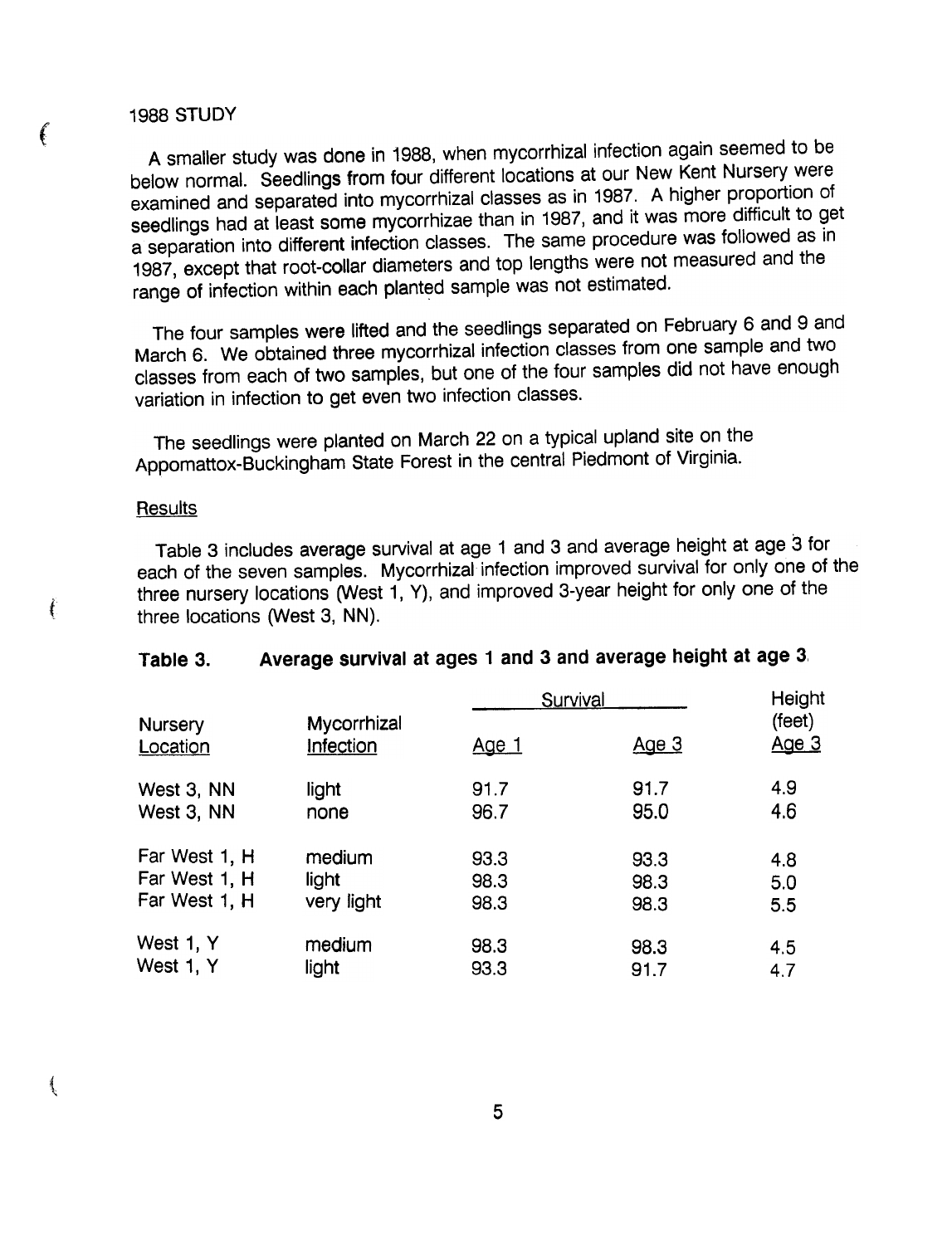## 1988 STUDY

A smaller study was done in 1988, when mycorrhizal infection again seemed to be below normal. Seedlings from four different locations at our New Kent Nursery were examined and separated into mycorrhizal classes as in 1987. A higher proportion of seedlings had at least some mycorrhizae than in 1987, and it was more difficult to get a separation into different infection classes. The same procedure was followed as in 1987, except that root-collar diameters and top lengths were not measured and the range of infection within each planted sample was not estimated.

The four samples were lifted and the seedlings separated on February 6 and 9 and March 6. We obtained three mycorrhizal infection classes from one sample and two classes from each of two samples, but one of the four samples did not have enough variation in infection to get even two infection classes.

The seedlings were planted on March 22 on a typical upland site on the Appomattox-Buckingham State Forest in the central Piedmont of Virginia.

### Results

Table 3 includes average survival at age 1 and 3 and average height at age 3 for each of the seven samples. Mycorrhizal infection improved survival for only one of the three nursery locations (West 1, Y), and improved 3-year height for only one of the three locations (West 3, NN).

**Table 3. Average survival at ages 1 and 3 and average height at age 3.**

| Nursery Location | Mycorrhizal Infection | Survival Age 1 | Survival Age 3 | Height (feet) Age 3 |
|---|---|---|---|---|
| West 3, NN | light | 91.7 | 91.7 | 4.9 |
| West 3, NN | none | 96.7 | 95.0 | 4.6 |
| Far West 1, H | medium | 93.3 | 93.3 | 4.8 |
| Far West 1, H | light | 98.3 | 98.3 | 5.0 |
| Far West 1, H | very light | 98.3 | 98.3 | 5.5 |
| West 1, Y | medium | 98.3 | 98.3 | 4.5 |
| West 1, Y | light | 93.3 | 91.7 | 4.7 |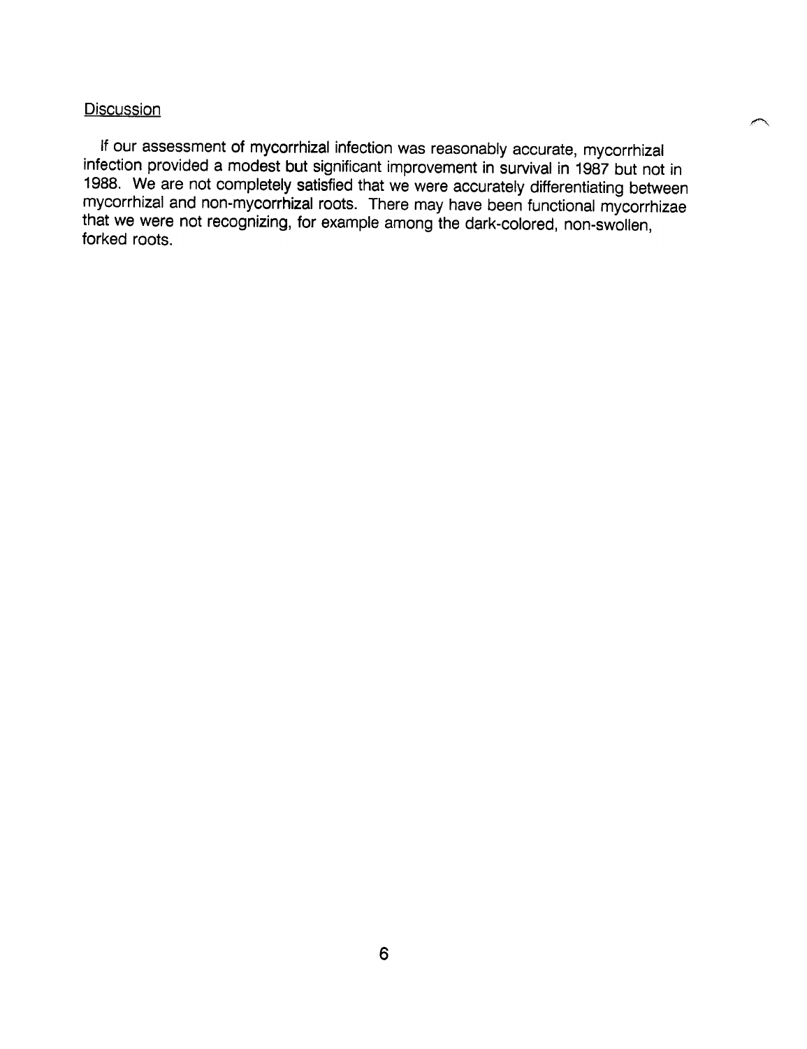## Discussion

If our assessment of mycorrhizal infection was reasonably accurate, mycorrhizal infection provided a modest but significant improvement in survival in 1987 but not in 1988. We are not completely satisfied that we were accurately differentiating between mycorrhizal and non-mycorrhizal roots. There may have been functional mycorrhizae that we were not recognizing, for example among the dark-colored, non-swollen, forked roots.